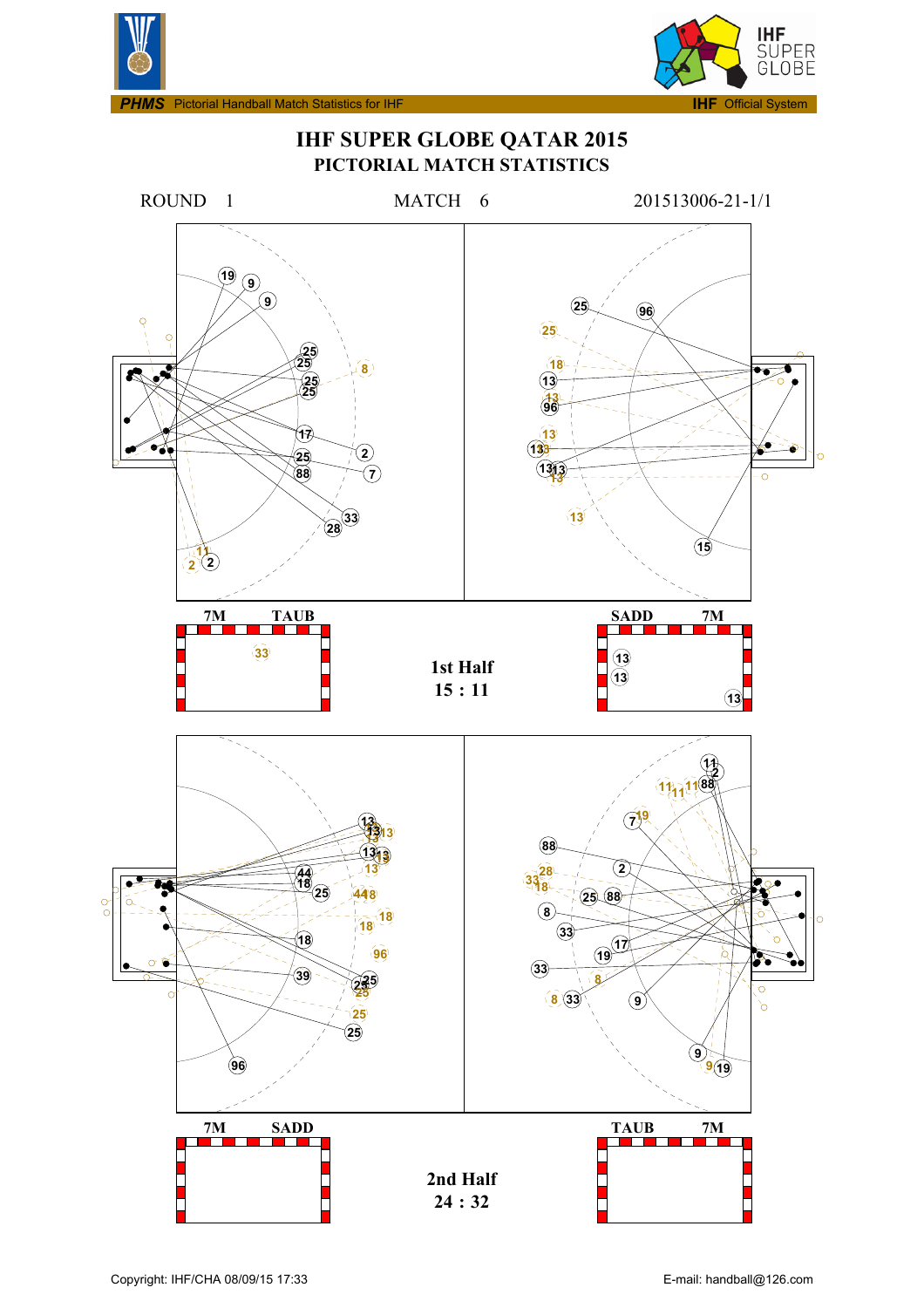**PHMS** Pictorial Handball Match Statistics for IHF — **IHF** Official System

# IHF SUPER GLOBE QATAR 2015

## PICTORIAL MATCH STATISTICS

ROUND 1 — MATCH 6 — 201513006-21-1/1

7M — TAUB

SADD — 7M

**1st Half**
**15 : 11**

7M — SADD

TAUB — 7M

**2nd Half**
**24 : 32**

Copyright: IHF/CHA 08/09/15 17:33 — E-mail: handball@126.com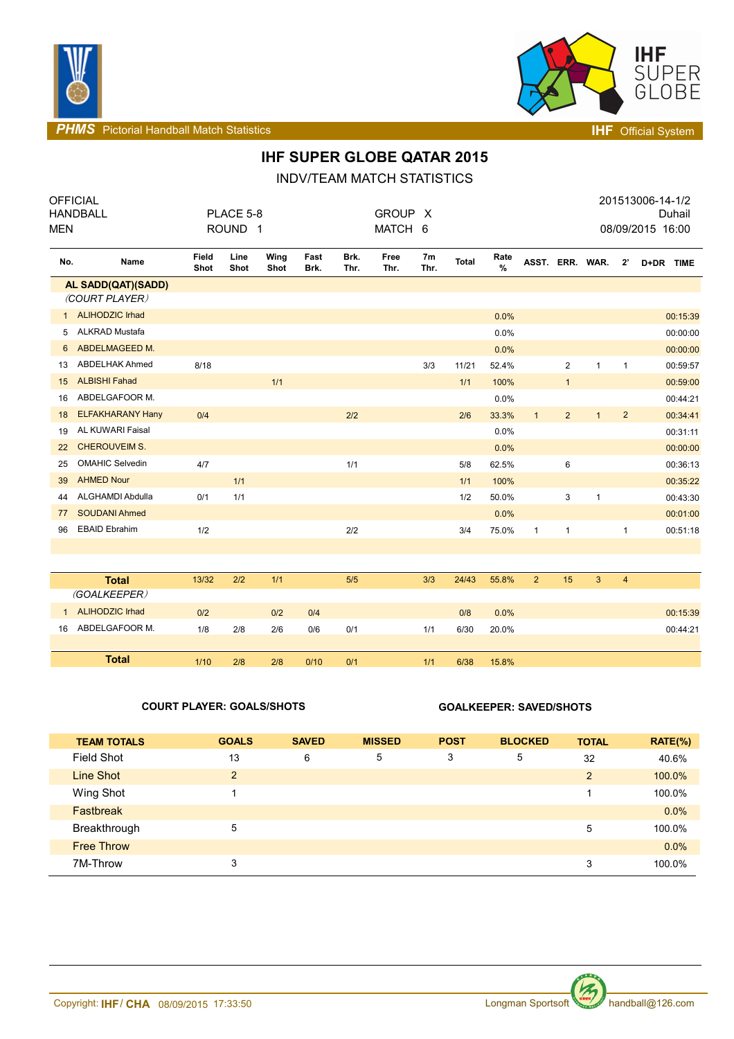# IHF SUPER GLOBE QATAR 2015

## INDV/TEAM MATCH STATISTICS

OFFICIAL
HANDBALL
MEN

PLACE 5-8
ROUND 1

GROUP X
MATCH 6

201513006-14-1/2
Duhail
08/09/2015 16:00

| No. | Name | Field Shot | Line Shot | Wing Shot | Fast Brk. | Brk. Thr. | Free Thr. | 7m Thr. | Total | Rate % | ASST. | ERR. | WAR. | 2' | D+DR | TIME |
|---|---|---|---|---|---|---|---|---|---|---|---|---|---|---|---|---|
| | **AL SADD(QAT)(SADD)** | | | | | | | | | | | | | | | |
| | *(COURT PLAYER)* | | | | | | | | | | | | | | | |
| 1 | ALIHODZIC Irhad | | | | | | | | | 0.0% | | | | | | 00:15:39 |
| 5 | ALKRAD Mustafa | | | | | | | | | 0.0% | | | | | | 00:00:00 |
| 6 | ABDELMAGEED M. | | | | | | | | | 0.0% | | | | | | 00:00:00 |
| 13 | ABDELHAK Ahmed | 8/18 | | | | | | 3/3 | 11/21 | 52.4% | | 2 | 1 | 1 | | 00:59:57 |
| 15 | ALBISHI Fahad | | | 1/1 | | | | | 1/1 | 100% | | 1 | | | | 00:59:00 |
| 16 | ABDELGAFOOR M. | | | | | | | | | 0.0% | | | | | | 00:44:21 |
| 18 | ELFAKHARANY Hany | 0/4 | | | | 2/2 | | | 2/6 | 33.3% | 1 | 2 | 1 | 2 | | 00:34:41 |
| 19 | AL KUWARI Faisal | | | | | | | | | 0.0% | | | | | | 00:31:11 |
| 22 | CHEROUVEIM S. | | | | | | | | | 0.0% | | | | | | 00:00:00 |
| 25 | OMAHIC Selvedin | 4/7 | | | | 1/1 | | | 5/8 | 62.5% | | 6 | | | | 00:36:13 |
| 39 | AHMED Nour | | 1/1 | | | | | | 1/1 | 100% | | | | | | 00:35:22 |
| 44 | ALGHAMDI Abdulla | 0/1 | 1/1 | | | | | | 1/2 | 50.0% | | 3 | 1 | | | 00:43:30 |
| 77 | SOUDANI Ahmed | | | | | | | | | 0.0% | | | | | | 00:01:00 |
| 96 | EBAID Ebrahim | 1/2 | | | | 2/2 | | | 3/4 | 75.0% | 1 | 1 | | 1 | | 00:51:18 |
| | **Total** | 13/32 | 2/2 | 1/1 | | 5/5 | | 3/3 | 24/43 | 55.8% | 2 | 15 | 3 | 4 | | |
| | *(GOALKEEPER)* | | | | | | | | | | | | | | | |
| 1 | ALIHODZIC Irhad | 0/2 | | 0/2 | 0/4 | | | | 0/8 | 0.0% | | | | | | 00:15:39 |
| 16 | ABDELGAFOOR M. | 1/8 | 2/8 | 2/6 | 0/6 | 0/1 | | 1/1 | 6/30 | 20.0% | | | | | | 00:44:21 |
| | **Total** | 1/10 | 2/8 | 2/8 | 0/10 | 0/1 | | 1/1 | 6/38 | 15.8% | | | | | | |

**COURT PLAYER: GOALS/SHOTS** **GOALKEEPER: SAVED/SHOTS**

| TEAM TOTALS | GOALS | SAVED | MISSED | POST | BLOCKED | TOTAL | RATE(%) |
|---|---|---|---|---|---|---|---|
| Field Shot | 13 | 6 | 5 | 3 | 5 | 32 | 40.6% |
| Line Shot | 2 | | | | | 2 | 100.0% |
| Wing Shot | 1 | | | | | 1 | 100.0% |
| Fastbreak | | | | | | | 0.0% |
| Breakthrough | 5 | | | | | 5 | 100.0% |
| Free Throw | | | | | | | 0.0% |
| 7M-Throw | 3 | | | | | 3 | 100.0% |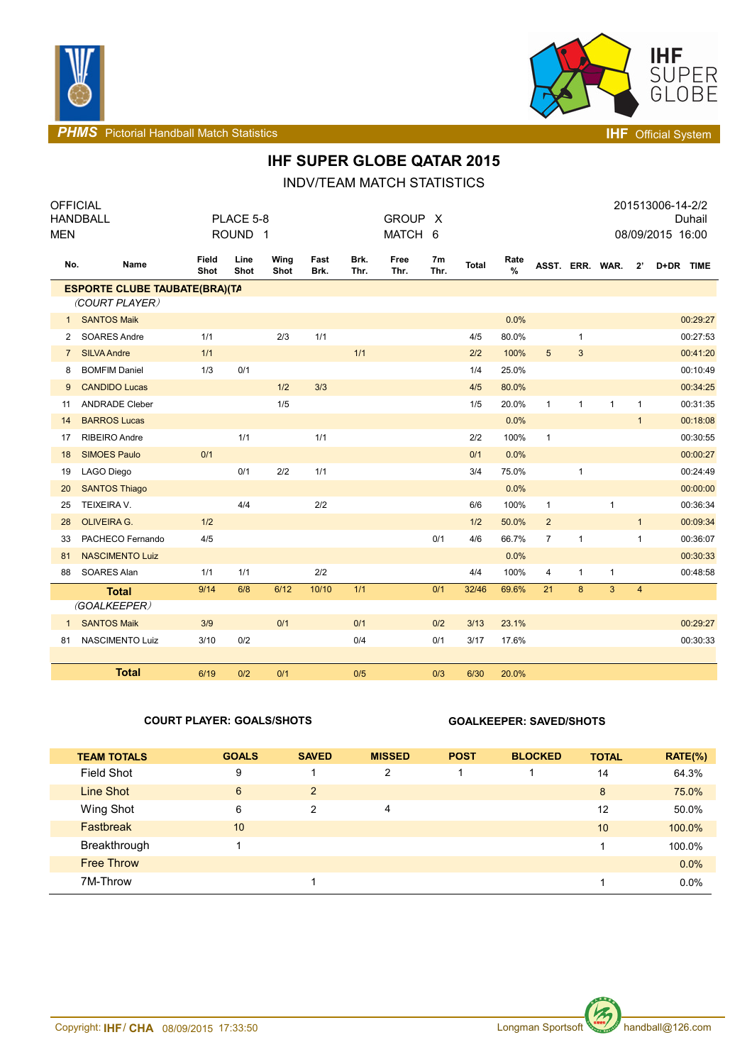# IHF SUPER GLOBE QATAR 2015

## INDV/TEAM MATCH STATISTICS

OFFICIAL HANDBALL MEN — PLACE 5-8 ROUND 1 — GROUP X MATCH 6 — 201513006-14-2/2 Duhail 08/09/2015 16:00

| No. | Name | Field Shot | Line Shot | Wing Shot | Fast Brk. | Brk. Thr. | Free Thr. | 7m Thr. | Total | Rate % | ASST. | ERR. | WAR. | 2' | D+DR | TIME |
|---|---|---|---|---|---|---|---|---|---|---|---|---|---|---|---|---|
| **ESPORTE CLUBE TAUBATE(BRA)(TA** | | | | | | | | | | | | | | | | |
| *(COURT PLAYER)* | | | | | | | | | | | | | | | | |
| 1 | SANTOS Maik | | | | | | | | | 0.0% | | | | | | 00:29:27 |
| 2 | SOARES Andre | 1/1 | | 2/3 | 1/1 | | | | 4/5 | 80.0% | | 1 | | | | 00:27:53 |
| 7 | SILVA Andre | 1/1 | | | | 1/1 | | | 2/2 | 100% | 5 | 3 | | | | 00:41:20 |
| 8 | BOMFIM Daniel | 1/3 | 0/1 | | | | | | 1/4 | 25.0% | | | | | | 00:10:49 |
| 9 | CANDIDO Lucas | | | 1/2 | 3/3 | | | | 4/5 | 80.0% | | | | | | 00:34:25 |
| 11 | ANDRADE Cleber | | | 1/5 | | | | | 1/5 | 20.0% | 1 | 1 | 1 | 1 | | 00:31:35 |
| 14 | BARROS Lucas | | | | | | | | | 0.0% | | | | 1 | | 00:18:08 |
| 17 | RIBEIRO Andre | | 1/1 | | 1/1 | | | | 2/2 | 100% | 1 | | | | | 00:30:55 |
| 18 | SIMOES Paulo | 0/1 | | | | | | | 0/1 | 0.0% | | | | | | 00:00:27 |
| 19 | LAGO Diego | | 0/1 | 2/2 | 1/1 | | | | 3/4 | 75.0% | | 1 | | | | 00:24:49 |
| 20 | SANTOS Thiago | | | | | | | | | 0.0% | | | | | | 00:00:00 |
| 25 | TEIXEIRA V. | | 4/4 | | 2/2 | | | | 6/6 | 100% | 1 | | 1 | | | 00:36:34 |
| 28 | OLIVEIRA G. | 1/2 | | | | | | | 1/2 | 50.0% | 2 | | | 1 | | 00:09:34 |
| 33 | PACHECO Fernando | 4/5 | | | | | | 0/1 | 4/6 | 66.7% | 7 | 1 | | 1 | | 00:36:07 |
| 81 | NASCIMENTO Luiz | | | | | | | | | 0.0% | | | | | | 00:30:33 |
| 88 | SOARES Alan | 1/1 | 1/1 | | 2/2 | | | | 4/4 | 100% | 4 | 1 | 1 | | | 00:48:58 |
| | **Total** | 9/14 | 6/8 | 6/12 | 10/10 | 1/1 | | 0/1 | 32/46 | 69.6% | 21 | 8 | 3 | 4 | | |
| *(GOALKEEPER)* | | | | | | | | | | | | | | | | |
| 1 | SANTOS Maik | 3/9 | | 0/1 | | 0/1 | | 0/2 | 3/13 | 23.1% | | | | | | 00:29:27 |
| 81 | NASCIMENTO Luiz | 3/10 | 0/2 | | | 0/4 | | 0/1 | 3/17 | 17.6% | | | | | | 00:30:33 |
| | **Total** | 6/19 | 0/2 | 0/1 | | 0/5 | | 0/3 | 6/30 | 20.0% | | | | | | |

**COURT PLAYER: GOALS/SHOTS** — **GOALKEEPER: SAVED/SHOTS**

| TEAM TOTALS | GOALS | SAVED | MISSED | POST | BLOCKED | TOTAL | RATE(%) |
|---|---|---|---|---|---|---|---|
| Field Shot | 9 | 1 | 2 | 1 | 1 | 14 | 64.3% |
| Line Shot | 6 | 2 | | | | 8 | 75.0% |
| Wing Shot | 6 | 2 | 4 | | | 12 | 50.0% |
| Fastbreak | 10 | | | | | 10 | 100.0% |
| Breakthrough | 1 | | | | | 1 | 100.0% |
| Free Throw | | | | | | | 0.0% |
| 7M-Throw | | 1 | | | | 1 | 0.0% |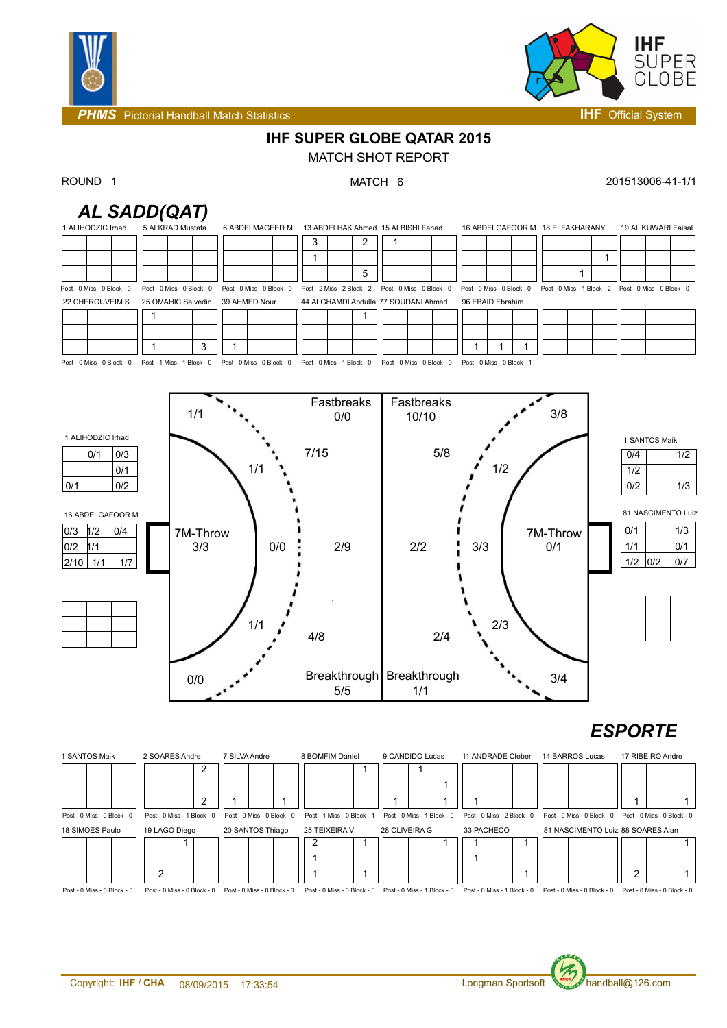**PHMS** Pictorial Handball Match Statistics — **IHF** Official System

# IHF SUPER GLOBE QATAR 2015

## MATCH SHOT REPORT

ROUND 1 MATCH 6 201513006-41-1/1

## *AL SADD(QAT)*

1 ALIHODZIC Irhad — Post - 0 Miss - 0 Block - 0

5 ALKRAD Mustafa — Post - 0 Miss - 0 Block - 0

6 ABDELMAGEED M. — Post - 0 Miss - 0 Block - 0

13 ABDELHAK Ahmed — Post - 2 Miss - 2 Block - 2

| | | |
|---|---|---|
| 3 | | 2 |
| 1 | | |
| | | 5 |

15 ALBISHI Fahad — Post - 0 Miss - 0 Block - 0

| | | |
|---|---|---|
| 1 | | |
| | | |
| | | |

16 ABDELGAFOOR M. — Post - 0 Miss - 0 Block - 0

18 ELFAKHARANY — Post - 0 Miss - 1 Block - 2

| | | |
|---|---|---|
| | | |
| | | 1 |
| | 1 | |

19 AL KUWARI Faisal — Post - 0 Miss - 0 Block - 0

22 CHEROUVEIM S. — Post - 0 Miss - 0 Block - 0

25 OMAHIC Selvedin — Post - 1 Miss - 1 Block - 0

| | | |
|---|---|---|
| 1 | | |
| | | |
| 1 | | 3 |

39 AHMED Nour — Post - 0 Miss - 0 Block - 0

| | | |
|---|---|---|
| | | |
| | | |
| 1 | | |

44 ALGHAMDI Abdulla — Post - 0 Miss - 1 Block - 0

| | | |
|---|---|---|
| | | 1 |
| | | |
| | | |

77 SOUDANI Ahmed — Post - 0 Miss - 0 Block - 0

96 EBAID Ebrahim — Post - 0 Miss - 0 Block - 1

| | | |
|---|---|---|
| | | |
| | | |
| 1 | 1 | 1 |

### Goalkeepers / Court

1 ALIHODZIC Irhad

| | | |
|---|---|---|
| | 0/1 | 0/3 |
| | | 0/1 |
| 0/1 | | 0/2 |

16 ABDELGAFOOR M.

| | | |
|---|---|---|
| 0/3 | 1/2 | 0/4 |
| 0/2 | 1/1 | |
| 2/10 | 1/1 | 1/7 |

1 SANTOS Maik

| | | |
|---|---|---|
| 0/4 | | 1/2 |
| 1/2 | | |
| 0/2 | | 1/3 |

81 NASCIMENTO Luiz

| | | |
|---|---|---|
| 0/1 | | 1/3 |
| 1/1 | | 0/1 |
| 1/2 | 0/2 | 0/7 |

Left half: 1/1, 1/1, 7/15, Fastbreaks 0/0, 7M-Throw 3/3, 0/0, 2/9, 1/1, 4/8, 0/0, Breakthrough 5/5

Right half: Fastbreaks 10/10, 3/8, 5/8, 1/2, 7M-Throw 0/1, 2/2, 3/3, 2/3, 2/4, 3/4, Breakthrough 1/1

## *ESPORTE*

1 SANTOS Maik — Post - 0 Miss - 0 Block - 0

2 SOARES Andre — Post - 0 Miss - 1 Block - 0

| | | |
|---|---|---|
| | | 2 |
| | | |
| | | 2 |

7 SILVA Andre — Post - 0 Miss - 0 Block - 0

| | | |
|---|---|---|
| | | |
| | | |
| 1 | | 1 |

8 BOMFIM Daniel — Post - 1 Miss - 0 Block - 1

| | | |
|---|---|---|
| | | 1 |
| | | |
| | | |

9 CANDIDO Lucas — Post - 0 Miss - 1 Block - 0

| | | |
|---|---|---|
| | 1 | |
| | | 1 |
| 1 | | 1 |

11 ANDRADE Cleber — Post - 0 Miss - 2 Block - 0

| | | |
|---|---|---|
| | | |
| | | |
| 1 | | |

14 BARROS Lucas — Post - 0 Miss - 0 Block - 0

17 RIBEIRO Andre — Post - 0 Miss - 0 Block - 0

| | | |
|---|---|---|
| | | |
| | | |
| | 1 | 1 |

18 SIMOES Paulo — Post - 0 Miss - 0 Block - 0

19 LAGO Diego — Post - 0 Miss - 0 Block - 0

| | | |
|---|---|---|
| | 1 | |
| | | |
| 2 | | |

20 SANTOS Thiago — Post - 0 Miss - 0 Block - 0

25 TEIXEIRA V. — Post - 0 Miss - 0 Block - 0

| | | |
|---|---|---|
| 2 | | 1 |
| 1 | | |
| 1 | | 1 |

28 OLIVEIRA G. — Post - 0 Miss - 1 Block - 0

| | | |
|---|---|---|
| | | 1 |
| | | |
| | | |

33 PACHECO — Post - 0 Miss - 1 Block - 0

| | | |
|---|---|---|
| 1 | | 1 |
| 1 | | |
| | | 1 |

81 NASCIMENTO Luiz — Post - 0 Miss - 0 Block - 0

88 SOARES Alan — Post - 0 Miss - 0 Block - 0

| | | |
|---|---|---|
| | | 1 |
| | | |
| 2 | | 1 |

Copyright: IHF / CHA 08/09/2015 17:33:54 Longman Sportsoft handball@126.com